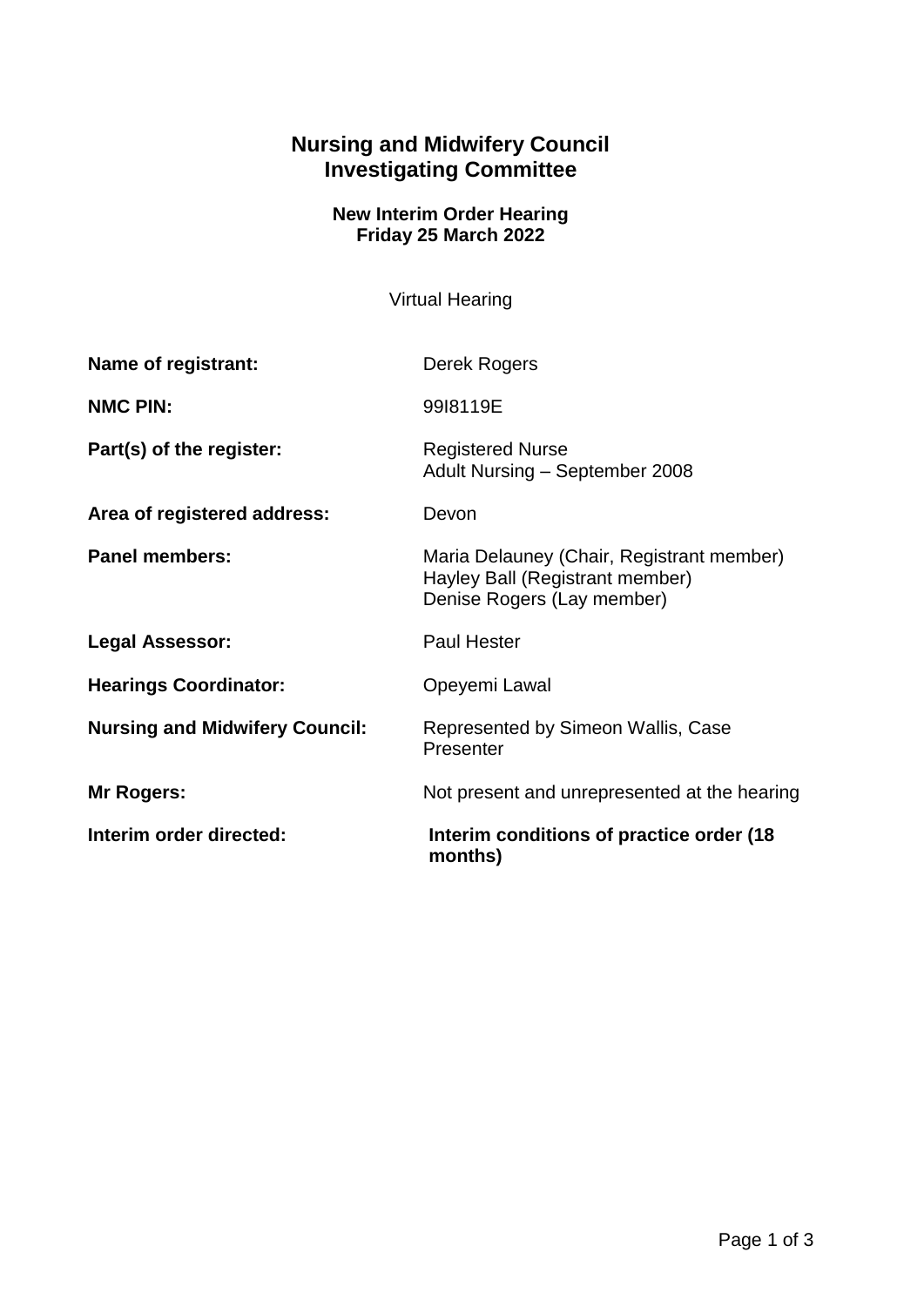# Nursing and Midwifery Council
# Investigating Committee

**New Interim Order Hearing**
**Friday 25 March 2022**

Virtual Hearing

| | |
|---|---|
| **Name of registrant:** | Derek Rogers |
| **NMC PIN:** | 99I8119E |
| **Part(s) of the register:** | Registered Nurse<br>Adult Nursing – September 2008 |
| **Area of registered address:** | Devon |
| **Panel members:** | Maria Delauney (Chair, Registrant member)<br>Hayley Ball (Registrant member)<br>Denise Rogers (Lay member) |
| **Legal Assessor:** | Paul Hester |
| **Hearings Coordinator:** | Opeyemi Lawal |
| **Nursing and Midwifery Council:** | Represented by Simeon Wallis, Case Presenter |
| **Mr Rogers:** | Not present and unrepresented at the hearing |
| **Interim order directed:** | **Interim conditions of practice order (18 months)** |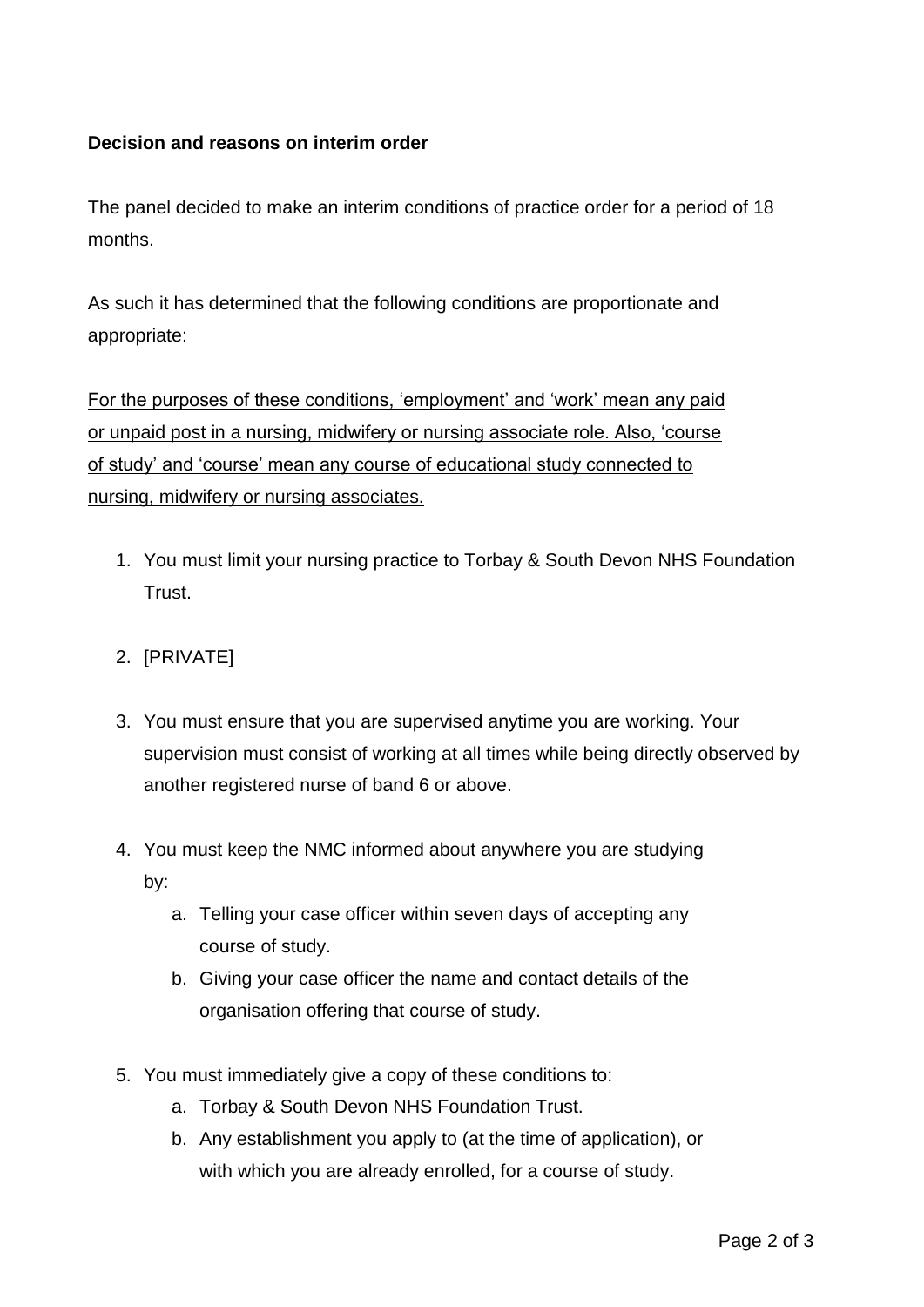**Decision and reasons on interim order**

The panel decided to make an interim conditions of practice order for a period of 18 months.

As such it has determined that the following conditions are proportionate and appropriate:

<u>For the purposes of these conditions, 'employment' and 'work' mean any paid or unpaid post in a nursing, midwifery or nursing associate role. Also, 'course of study' and 'course' mean any course of educational study connected to nursing, midwifery or nursing associates.</u>

1. You must limit your nursing practice to Torbay & South Devon NHS Foundation Trust.

2. [PRIVATE]

3. You must ensure that you are supervised anytime you are working. Your supervision must consist of working at all times while being directly observed by another registered nurse of band 6 or above.

4. You must keep the NMC informed about anywhere you are studying by:
   a. Telling your case officer within seven days of accepting any course of study.
   b. Giving your case officer the name and contact details of the organisation offering that course of study.

5. You must immediately give a copy of these conditions to:
   a. Torbay & South Devon NHS Foundation Trust.
   b. Any establishment you apply to (at the time of application), or with which you are already enrolled, for a course of study.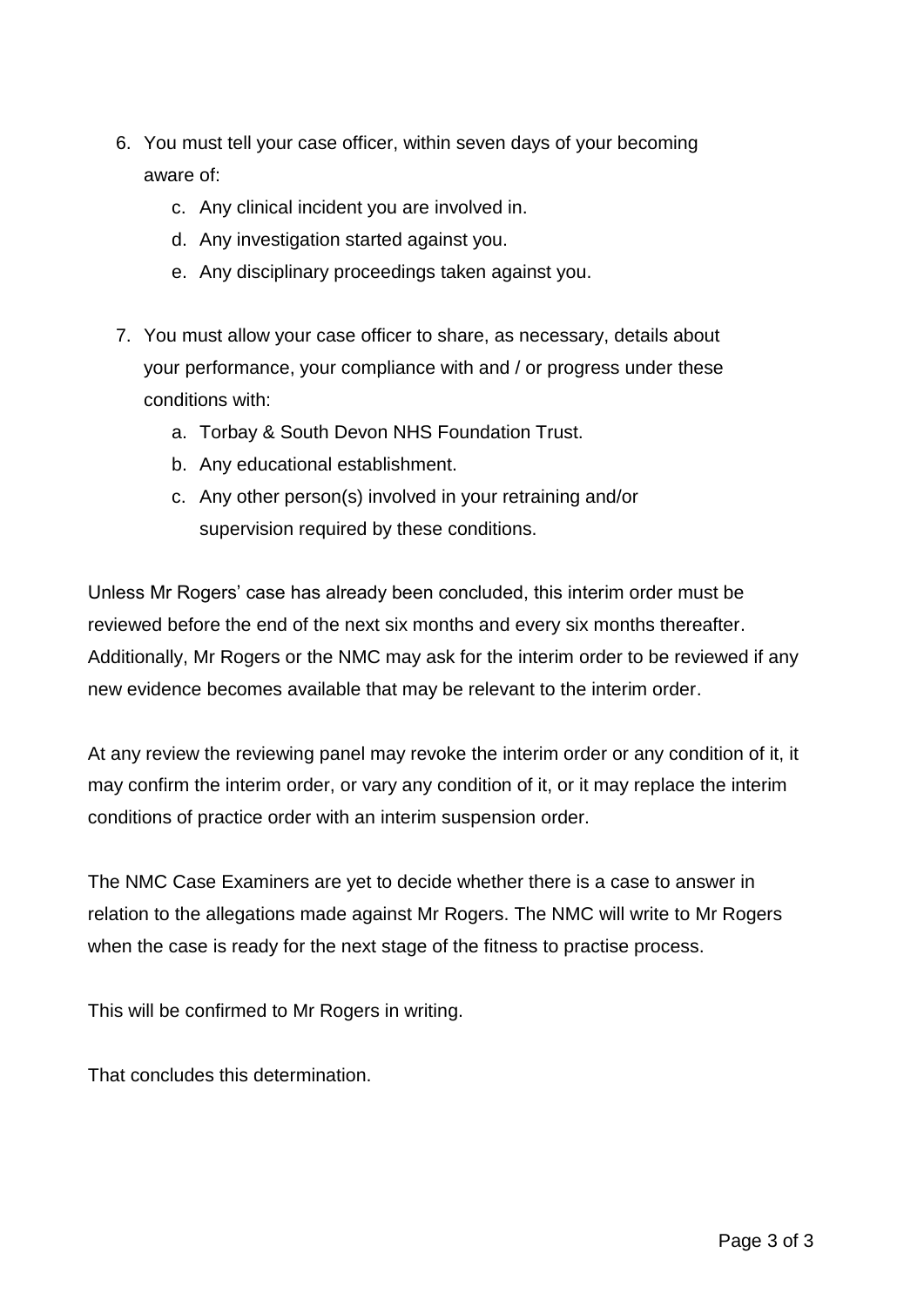6. You must tell your case officer, within seven days of your becoming aware of:
    c. Any clinical incident you are involved in.
    d. Any investigation started against you.
    e. Any disciplinary proceedings taken against you.

7. You must allow your case officer to share, as necessary, details about your performance, your compliance with and / or progress under these conditions with:
    a. Torbay & South Devon NHS Foundation Trust.
    b. Any educational establishment.
    c. Any other person(s) involved in your retraining and/or supervision required by these conditions.

Unless Mr Rogers' case has already been concluded, this interim order must be reviewed before the end of the next six months and every six months thereafter. Additionally, Mr Rogers or the NMC may ask for the interim order to be reviewed if any new evidence becomes available that may be relevant to the interim order.

At any review the reviewing panel may revoke the interim order or any condition of it, it may confirm the interim order, or vary any condition of it, or it may replace the interim conditions of practice order with an interim suspension order.

The NMC Case Examiners are yet to decide whether there is a case to answer in relation to the allegations made against Mr Rogers. The NMC will write to Mr Rogers when the case is ready for the next stage of the fitness to practise process.

This will be confirmed to Mr Rogers in writing.

That concludes this determination.